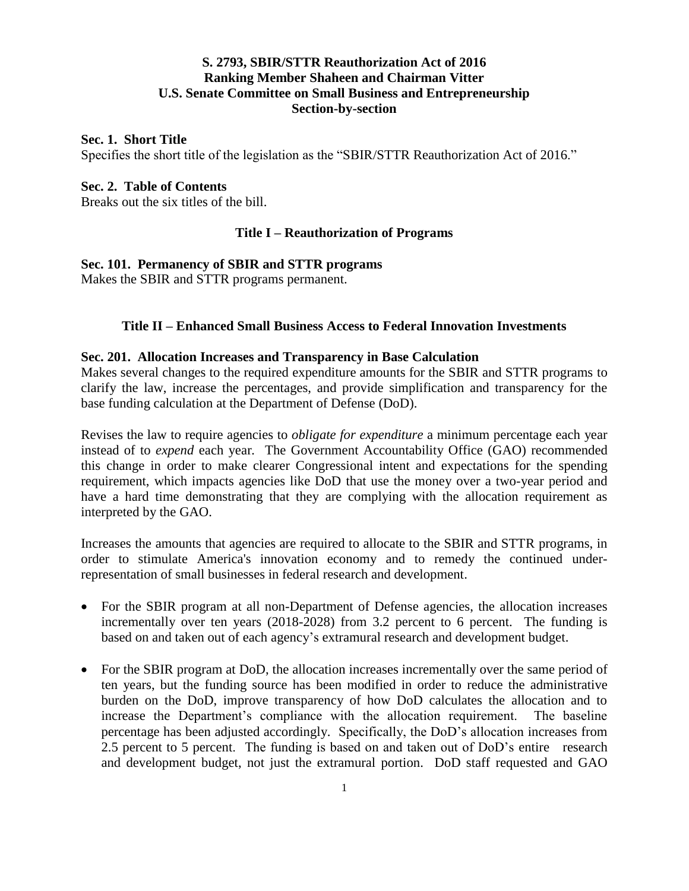# S. 2793, SBIR/STTR Reauthorization Act of 2016
## Ranking Member Shaheen and Chairman Vitter
## U.S. Senate Committee on Small Business and Entrepreneurship
## Section-by-section

**Sec. 1. Short Title**
Specifies the short title of the legislation as the "SBIR/STTR Reauthorization Act of 2016."

**Sec. 2. Table of Contents**
Breaks out the six titles of the bill.

### Title I – Reauthorization of Programs

**Sec. 101. Permanency of SBIR and STTR programs**
Makes the SBIR and STTR programs permanent.

### Title II – Enhanced Small Business Access to Federal Innovation Investments

**Sec. 201. Allocation Increases and Transparency in Base Calculation**
Makes several changes to the required expenditure amounts for the SBIR and STTR programs to clarify the law, increase the percentages, and provide simplification and transparency for the base funding calculation at the Department of Defense (DoD).

Revises the law to require agencies to *obligate for expenditure* a minimum percentage each year instead of to *expend* each year. The Government Accountability Office (GAO) recommended this change in order to make clearer Congressional intent and expectations for the spending requirement, which impacts agencies like DoD that use the money over a two-year period and have a hard time demonstrating that they are complying with the allocation requirement as interpreted by the GAO.

Increases the amounts that agencies are required to allocate to the SBIR and STTR programs, in order to stimulate America's innovation economy and to remedy the continued under-representation of small businesses in federal research and development.

- For the SBIR program at all non-Department of Defense agencies, the allocation increases incrementally over ten years (2018-2028) from 3.2 percent to 6 percent. The funding is based on and taken out of each agency's extramural research and development budget.
- For the SBIR program at DoD, the allocation increases incrementally over the same period of ten years, but the funding source has been modified in order to reduce the administrative burden on the DoD, improve transparency of how DoD calculates the allocation and to increase the Department's compliance with the allocation requirement. The baseline percentage has been adjusted accordingly. Specifically, the DoD's allocation increases from 2.5 percent to 5 percent. The funding is based on and taken out of DoD's entire research and development budget, not just the extramural portion. DoD staff requested and GAO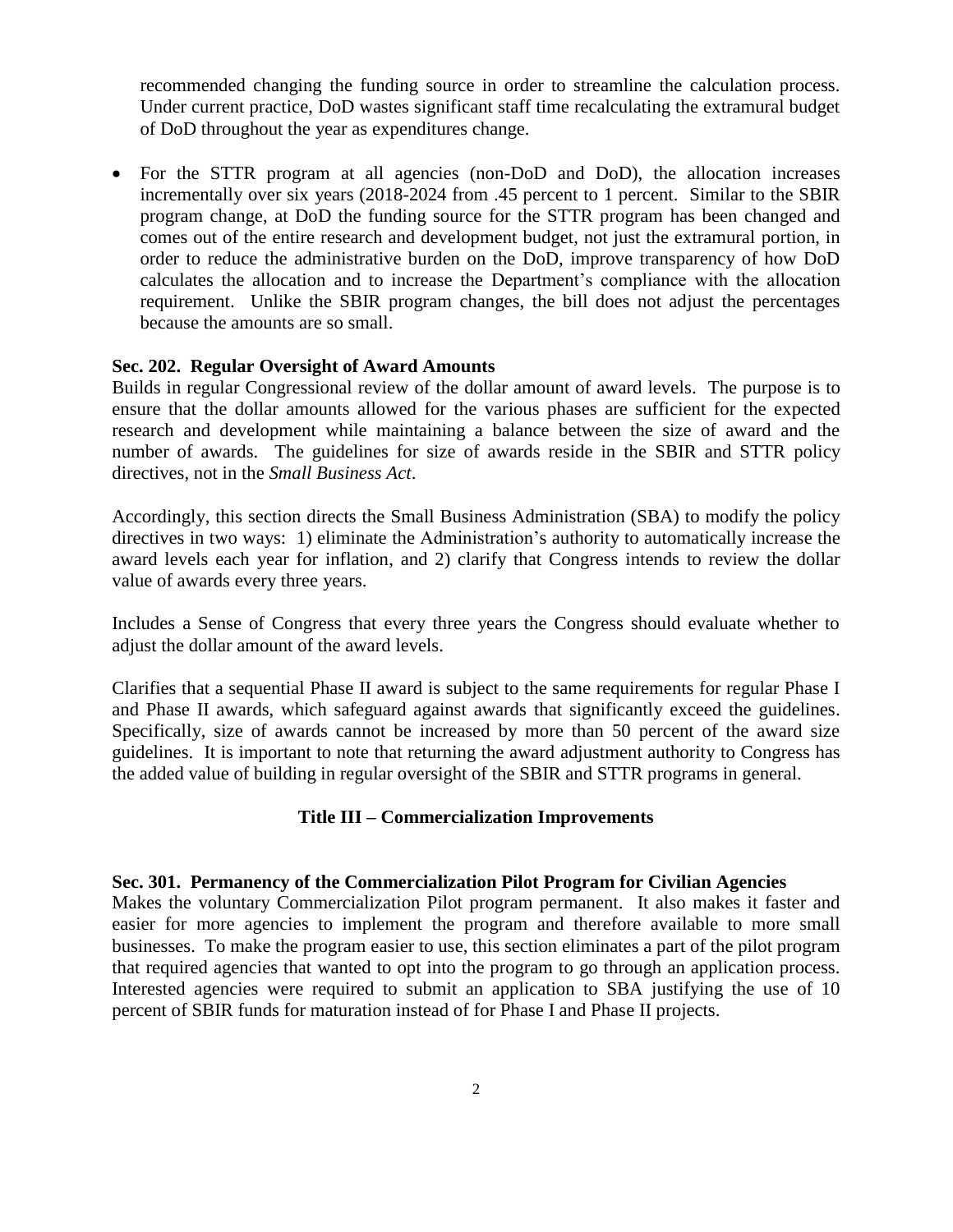recommended changing the funding source in order to streamline the calculation process. Under current practice, DoD wastes significant staff time recalculating the extramural budget of DoD throughout the year as expenditures change.

- For the STTR program at all agencies (non-DoD and DoD), the allocation increases incrementally over six years (2018-2024 from .45 percent to 1 percent. Similar to the SBIR program change, at DoD the funding source for the STTR program has been changed and comes out of the entire research and development budget, not just the extramural portion, in order to reduce the administrative burden on the DoD, improve transparency of how DoD calculates the allocation and to increase the Department's compliance with the allocation requirement. Unlike the SBIR program changes, the bill does not adjust the percentages because the amounts are so small.

**Sec. 202. Regular Oversight of Award Amounts**

Builds in regular Congressional review of the dollar amount of award levels. The purpose is to ensure that the dollar amounts allowed for the various phases are sufficient for the expected research and development while maintaining a balance between the size of award and the number of awards. The guidelines for size of awards reside in the SBIR and STTR policy directives, not in the *Small Business Act*.

Accordingly, this section directs the Small Business Administration (SBA) to modify the policy directives in two ways: 1) eliminate the Administration's authority to automatically increase the award levels each year for inflation, and 2) clarify that Congress intends to review the dollar value of awards every three years.

Includes a Sense of Congress that every three years the Congress should evaluate whether to adjust the dollar amount of the award levels.

Clarifies that a sequential Phase II award is subject to the same requirements for regular Phase I and Phase II awards, which safeguard against awards that significantly exceed the guidelines. Specifically, size of awards cannot be increased by more than 50 percent of the award size guidelines. It is important to note that returning the award adjustment authority to Congress has the added value of building in regular oversight of the SBIR and STTR programs in general.

## Title III – Commercialization Improvements

**Sec. 301. Permanency of the Commercialization Pilot Program for Civilian Agencies**

Makes the voluntary Commercialization Pilot program permanent. It also makes it faster and easier for more agencies to implement the program and therefore available to more small businesses. To make the program easier to use, this section eliminates a part of the pilot program that required agencies that wanted to opt into the program to go through an application process. Interested agencies were required to submit an application to SBA justifying the use of 10 percent of SBIR funds for maturation instead of for Phase I and Phase II projects.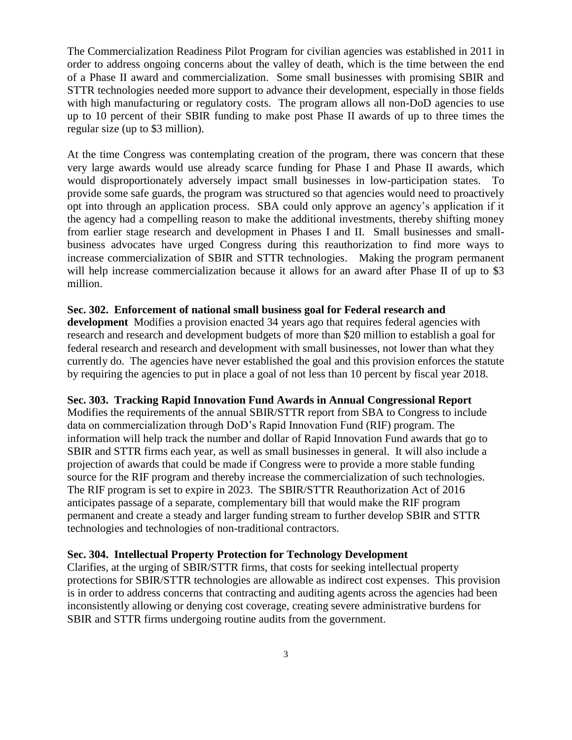The Commercialization Readiness Pilot Program for civilian agencies was established in 2011 in order to address ongoing concerns about the valley of death, which is the time between the end of a Phase II award and commercialization. Some small businesses with promising SBIR and STTR technologies needed more support to advance their development, especially in those fields with high manufacturing or regulatory costs. The program allows all non-DoD agencies to use up to 10 percent of their SBIR funding to make post Phase II awards of up to three times the regular size (up to $3 million).

At the time Congress was contemplating creation of the program, there was concern that these very large awards would use already scarce funding for Phase I and Phase II awards, which would disproportionately adversely impact small businesses in low-participation states. To provide some safe guards, the program was structured so that agencies would need to proactively opt into through an application process. SBA could only approve an agency's application if it the agency had a compelling reason to make the additional investments, thereby shifting money from earlier stage research and development in Phases I and II. Small businesses and small-business advocates have urged Congress during this reauthorization to find more ways to increase commercialization of SBIR and STTR technologies. Making the program permanent will help increase commercialization because it allows for an award after Phase II of up to $3 million.

**Sec. 302. Enforcement of national small business goal for Federal research and development** Modifies a provision enacted 34 years ago that requires federal agencies with research and research and development budgets of more than $20 million to establish a goal for federal research and research and development with small businesses, not lower than what they currently do. The agencies have never established the goal and this provision enforces the statute by requiring the agencies to put in place a goal of not less than 10 percent by fiscal year 2018.

**Sec. 303. Tracking Rapid Innovation Fund Awards in Annual Congressional Report**
Modifies the requirements of the annual SBIR/STTR report from SBA to Congress to include data on commercialization through DoD's Rapid Innovation Fund (RIF) program. The information will help track the number and dollar of Rapid Innovation Fund awards that go to SBIR and STTR firms each year, as well as small businesses in general. It will also include a projection of awards that could be made if Congress were to provide a more stable funding source for the RIF program and thereby increase the commercialization of such technologies. The RIF program is set to expire in 2023. The SBIR/STTR Reauthorization Act of 2016 anticipates passage of a separate, complementary bill that would make the RIF program permanent and create a steady and larger funding stream to further develop SBIR and STTR technologies and technologies of non-traditional contractors.

**Sec. 304. Intellectual Property Protection for Technology Development**
Clarifies, at the urging of SBIR/STTR firms, that costs for seeking intellectual property protections for SBIR/STTR technologies are allowable as indirect cost expenses. This provision is in order to address concerns that contracting and auditing agents across the agencies had been inconsistently allowing or denying cost coverage, creating severe administrative burdens for SBIR and STTR firms undergoing routine audits from the government.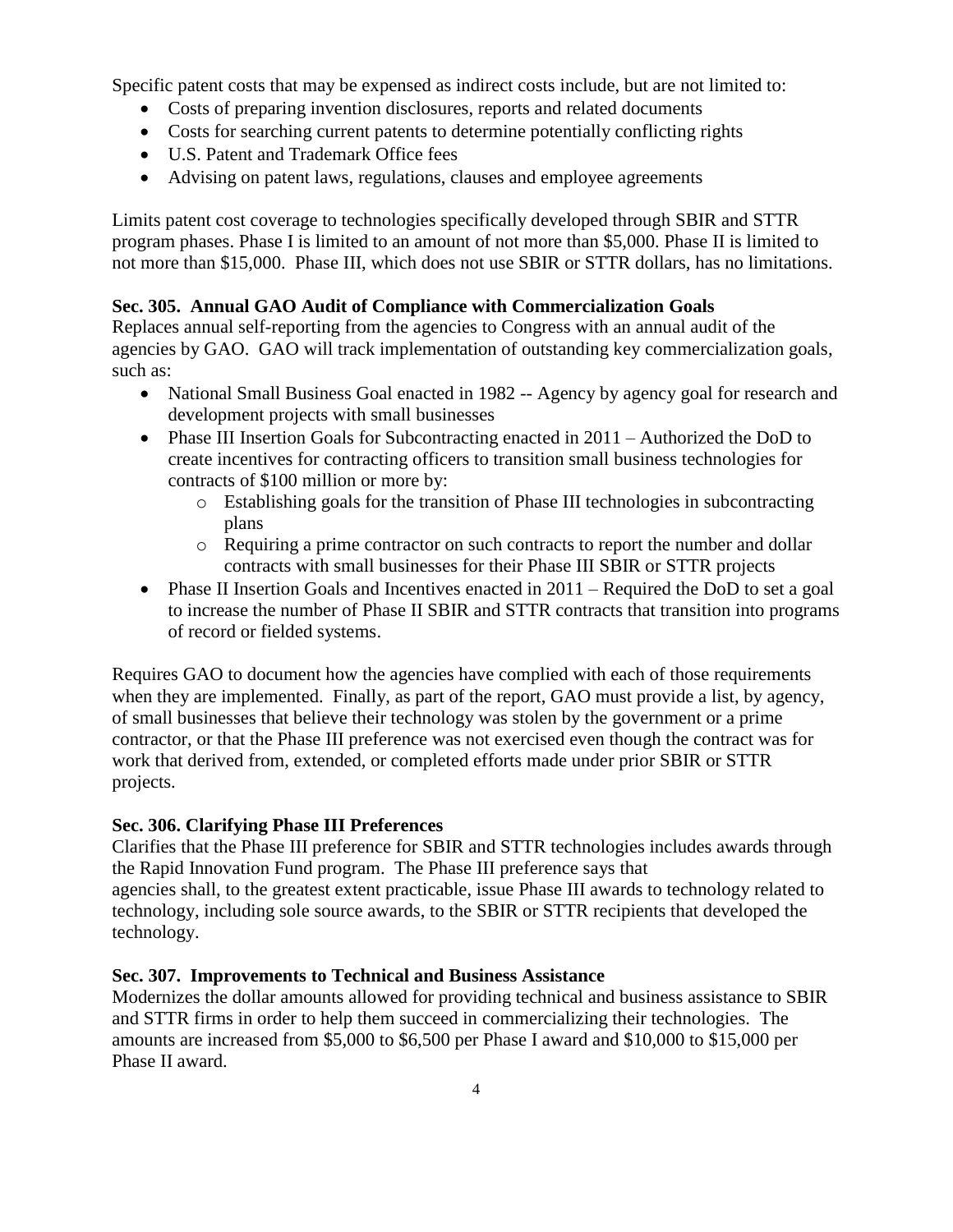Specific patent costs that may be expensed as indirect costs include, but are not limited to:

- Costs of preparing invention disclosures, reports and related documents
- Costs for searching current patents to determine potentially conflicting rights
- U.S. Patent and Trademark Office fees
- Advising on patent laws, regulations, clauses and employee agreements

Limits patent cost coverage to technologies specifically developed through SBIR and STTR program phases. Phase I is limited to an amount of not more than $5,000. Phase II is limited to not more than $15,000. Phase III, which does not use SBIR or STTR dollars, has no limitations.

**Sec. 305. Annual GAO Audit of Compliance with Commercialization Goals**

Replaces annual self-reporting from the agencies to Congress with an annual audit of the agencies by GAO. GAO will track implementation of outstanding key commercialization goals, such as:

- National Small Business Goal enacted in 1982 -- Agency by agency goal for research and development projects with small businesses
- Phase III Insertion Goals for Subcontracting enacted in 2011 – Authorized the DoD to create incentives for contracting officers to transition small business technologies for contracts of $100 million or more by:
  - Establishing goals for the transition of Phase III technologies in subcontracting plans
  - Requiring a prime contractor on such contracts to report the number and dollar contracts with small businesses for their Phase III SBIR or STTR projects
- Phase II Insertion Goals and Incentives enacted in 2011 – Required the DoD to set a goal to increase the number of Phase II SBIR and STTR contracts that transition into programs of record or fielded systems.

Requires GAO to document how the agencies have complied with each of those requirements when they are implemented. Finally, as part of the report, GAO must provide a list, by agency, of small businesses that believe their technology was stolen by the government or a prime contractor, or that the Phase III preference was not exercised even though the contract was for work that derived from, extended, or completed efforts made under prior SBIR or STTR projects.

**Sec. 306. Clarifying Phase III Preferences**

Clarifies that the Phase III preference for SBIR and STTR technologies includes awards through the Rapid Innovation Fund program. The Phase III preference says that agencies shall, to the greatest extent practicable, issue Phase III awards to technology related to technology, including sole source awards, to the SBIR or STTR recipients that developed the technology.

**Sec. 307. Improvements to Technical and Business Assistance**

Modernizes the dollar amounts allowed for providing technical and business assistance to SBIR and STTR firms in order to help them succeed in commercializing their technologies. The amounts are increased from $5,000 to $6,500 per Phase I award and $10,000 to $15,000 per Phase II award.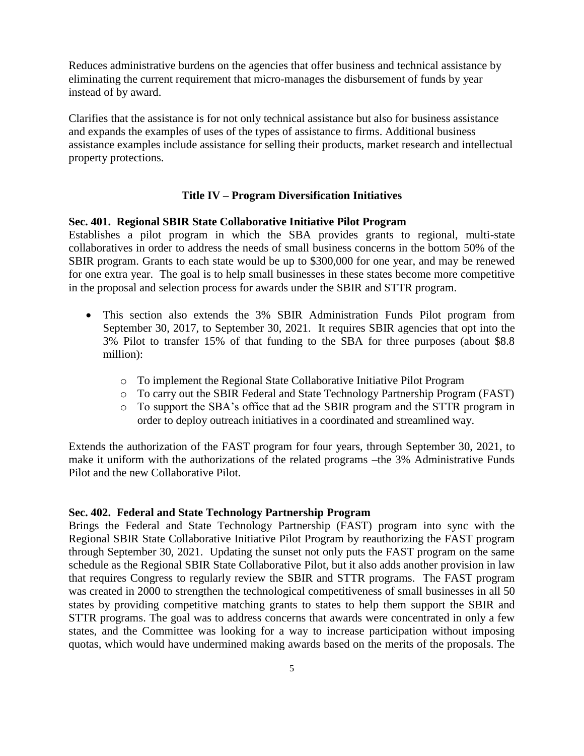Reduces administrative burdens on the agencies that offer business and technical assistance by eliminating the current requirement that micro-manages the disbursement of funds by year instead of by award.

Clarifies that the assistance is for not only technical assistance but also for business assistance and expands the examples of uses of the types of assistance to firms. Additional business assistance examples include assistance for selling their products, market research and intellectual property protections.

## Title IV – Program Diversification Initiatives

**Sec. 401. Regional SBIR State Collaborative Initiative Pilot Program**

Establishes a pilot program in which the SBA provides grants to regional, multi-state collaboratives in order to address the needs of small business concerns in the bottom 50% of the SBIR program. Grants to each state would be up to $300,000 for one year, and may be renewed for one extra year. The goal is to help small businesses in these states become more competitive in the proposal and selection process for awards under the SBIR and STTR program.

- This section also extends the 3% SBIR Administration Funds Pilot program from September 30, 2017, to September 30, 2021. It requires SBIR agencies that opt into the 3% Pilot to transfer 15% of that funding to the SBA for three purposes (about $8.8 million):
  - To implement the Regional State Collaborative Initiative Pilot Program
  - To carry out the SBIR Federal and State Technology Partnership Program (FAST)
  - To support the SBA's office that ad the SBIR program and the STTR program in order to deploy outreach initiatives in a coordinated and streamlined way.

Extends the authorization of the FAST program for four years, through September 30, 2021, to make it uniform with the authorizations of the related programs –the 3% Administrative Funds Pilot and the new Collaborative Pilot.

**Sec. 402. Federal and State Technology Partnership Program**

Brings the Federal and State Technology Partnership (FAST) program into sync with the Regional SBIR State Collaborative Initiative Pilot Program by reauthorizing the FAST program through September 30, 2021. Updating the sunset not only puts the FAST program on the same schedule as the Regional SBIR State Collaborative Pilot, but it also adds another provision in law that requires Congress to regularly review the SBIR and STTR programs. The FAST program was created in 2000 to strengthen the technological competitiveness of small businesses in all 50 states by providing competitive matching grants to states to help them support the SBIR and STTR programs. The goal was to address concerns that awards were concentrated in only a few states, and the Committee was looking for a way to increase participation without imposing quotas, which would have undermined making awards based on the merits of the proposals. The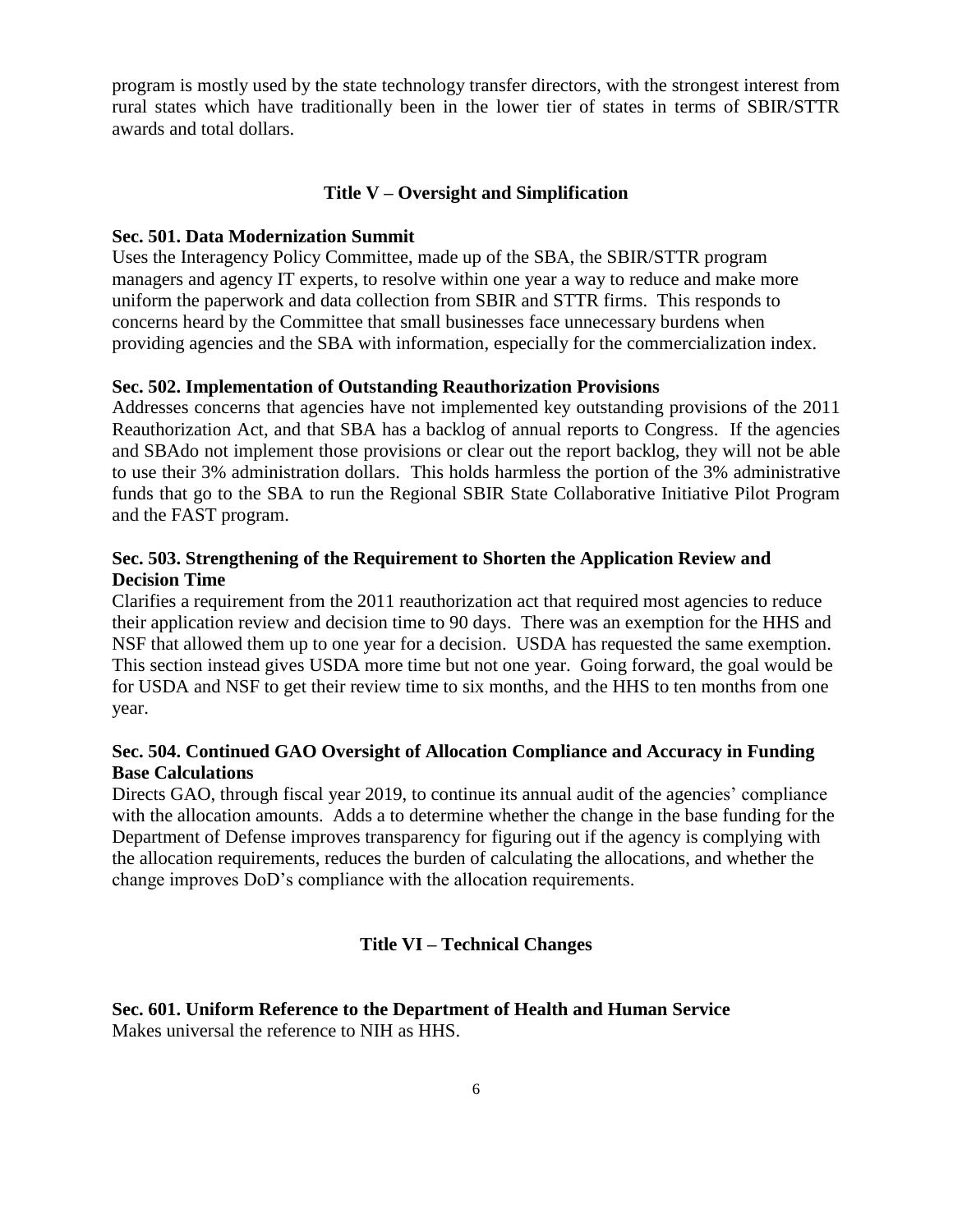program is mostly used by the state technology transfer directors, with the strongest interest from rural states which have traditionally been in the lower tier of states in terms of SBIR/STTR awards and total dollars.

## Title V – Oversight and Simplification

**Sec. 501. Data Modernization Summit**

Uses the Interagency Policy Committee, made up of the SBA, the SBIR/STTR program managers and agency IT experts, to resolve within one year a way to reduce and make more uniform the paperwork and data collection from SBIR and STTR firms. This responds to concerns heard by the Committee that small businesses face unnecessary burdens when providing agencies and the SBA with information, especially for the commercialization index.

**Sec. 502. Implementation of Outstanding Reauthorization Provisions**

Addresses concerns that agencies have not implemented key outstanding provisions of the 2011 Reauthorization Act, and that SBA has a backlog of annual reports to Congress. If the agencies and SBAdo not implement those provisions or clear out the report backlog, they will not be able to use their 3% administration dollars. This holds harmless the portion of the 3% administrative funds that go to the SBA to run the Regional SBIR State Collaborative Initiative Pilot Program and the FAST program.

**Sec. 503. Strengthening of the Requirement to Shorten the Application Review and Decision Time**

Clarifies a requirement from the 2011 reauthorization act that required most agencies to reduce their application review and decision time to 90 days. There was an exemption for the HHS and NSF that allowed them up to one year for a decision. USDA has requested the same exemption. This section instead gives USDA more time but not one year. Going forward, the goal would be for USDA and NSF to get their review time to six months, and the HHS to ten months from one year.

**Sec. 504. Continued GAO Oversight of Allocation Compliance and Accuracy in Funding Base Calculations**

Directs GAO, through fiscal year 2019, to continue its annual audit of the agencies' compliance with the allocation amounts. Adds a to determine whether the change in the base funding for the Department of Defense improves transparency for figuring out if the agency is complying with the allocation requirements, reduces the burden of calculating the allocations, and whether the change improves DoD's compliance with the allocation requirements.

## Title VI – Technical Changes

**Sec. 601. Uniform Reference to the Department of Health and Human Service**

Makes universal the reference to NIH as HHS.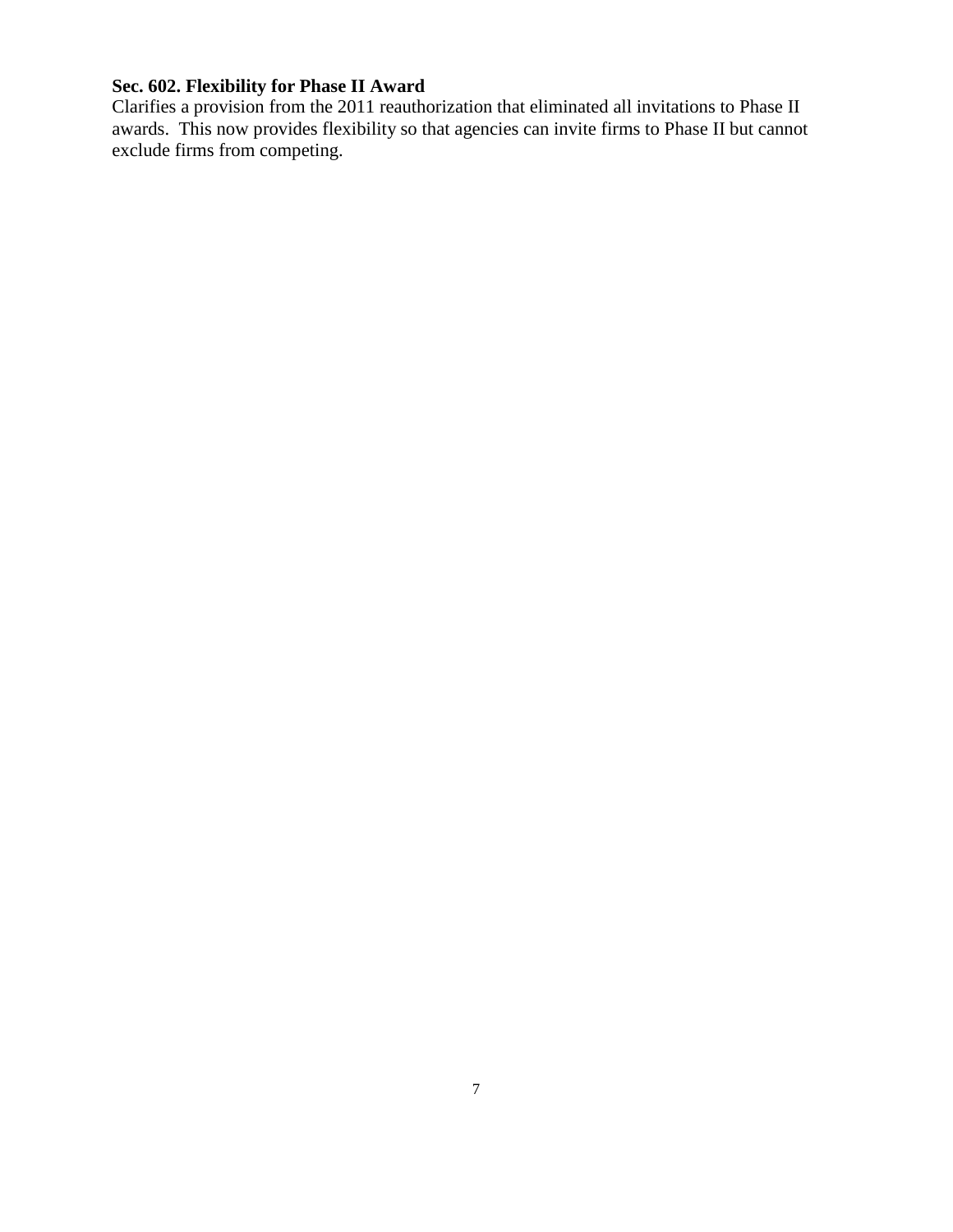**Sec. 602. Flexibility for Phase II Award**

Clarifies a provision from the 2011 reauthorization that eliminated all invitations to Phase II awards. This now provides flexibility so that agencies can invite firms to Phase II but cannot exclude firms from competing.